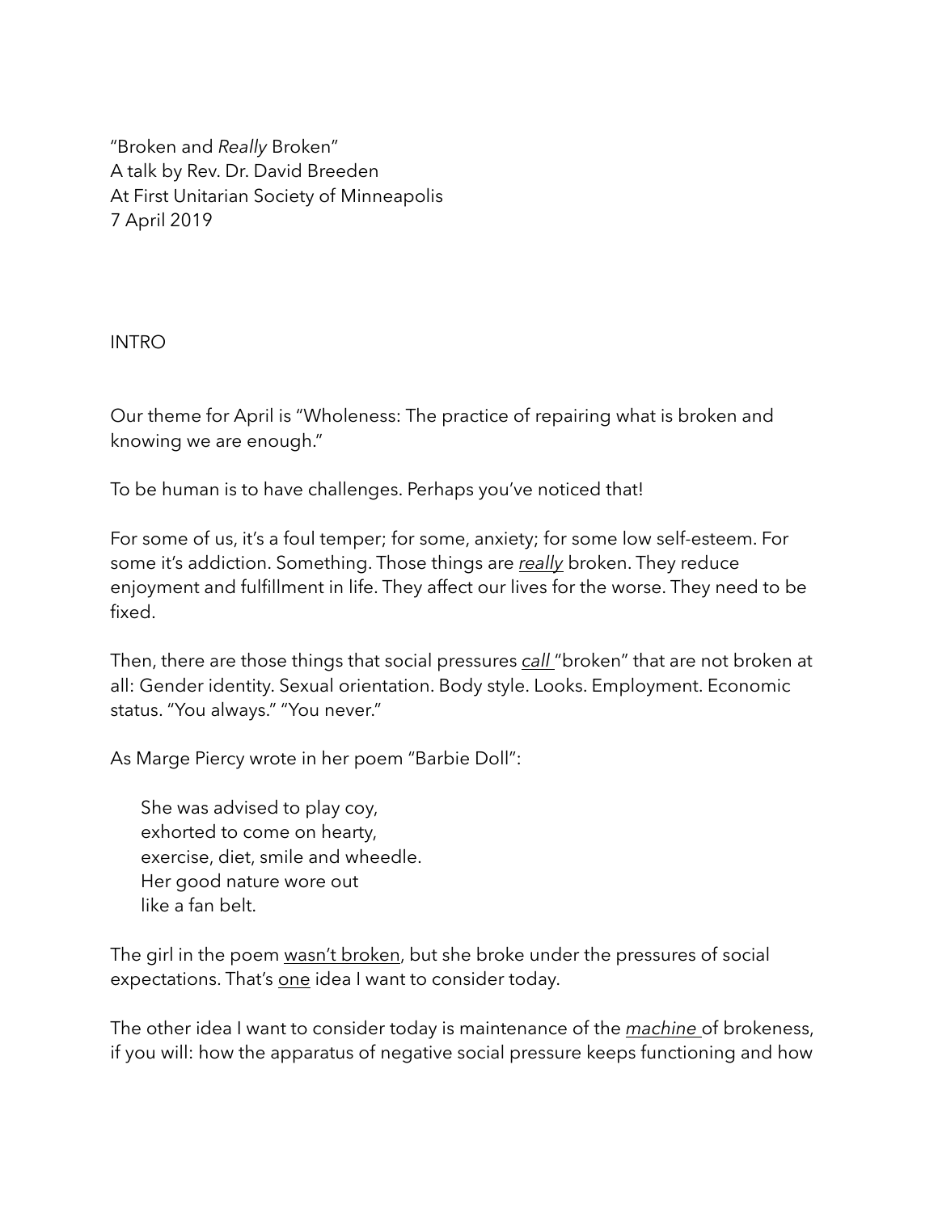"Broken and *Really* Broken"
A talk by Rev. Dr. David Breeden
At First Unitarian Society of Minneapolis
7 April 2019

## INTRO

Our theme for April is "Wholeness: The practice of repairing what is broken and knowing we are enough."

To be human is to have challenges. Perhaps you've noticed that!

For some of us, it's a foul temper; for some, anxiety; for some low self-esteem. For some it's addiction. Something. Those things are ***really*** broken. They reduce enjoyment and fulfillment in life. They affect our lives for the worse. They need to be fixed.

Then, there are those things that social pressures ***call*** "broken" that are not broken at all: Gender identity. Sexual orientation. Body style. Looks. Employment. Economic status. "You always." "You never."

As Marge Piercy wrote in her poem "Barbie Doll":

> She was advised to play coy,
> exhorted to come on hearty,
> exercise, diet, smile and wheedle.
> Her good nature wore out
> like a fan belt.

The girl in the poem wasn't broken, but she broke under the pressures of social expectations. That's one idea I want to consider today.

The other idea I want to consider today is maintenance of the ***machine*** of brokeness, if you will: how the apparatus of negative social pressure keeps functioning and how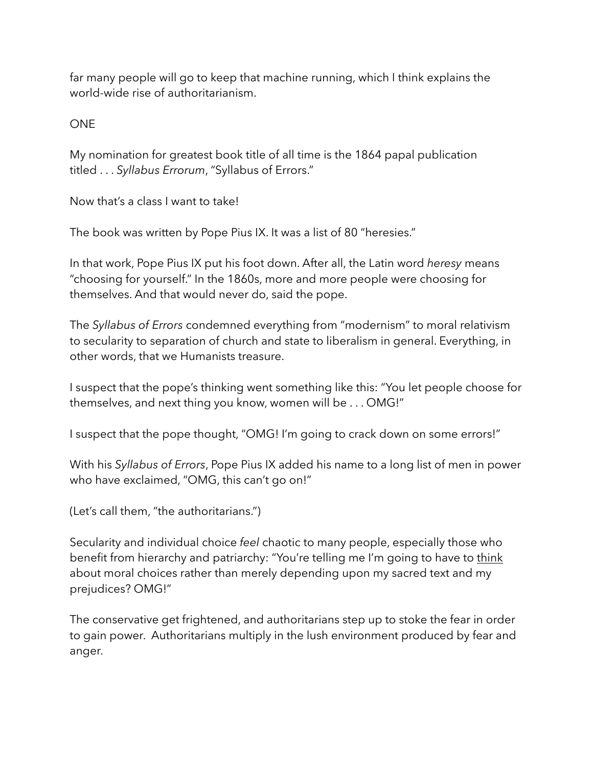far many people will go to keep that machine running, which I think explains the world-wide rise of authoritarianism.

ONE

My nomination for greatest book title of all time is the 1864 papal publication titled . . . *Syllabus Errorum*, "Syllabus of Errors."

Now that's a class I want to take!

The book was written by Pope Pius IX. It was a list of 80 "heresies."

In that work, Pope Pius IX put his foot down. After all, the Latin word *heresy* means "choosing for yourself." In the 1860s, more and more people were choosing for themselves. And that would never do, said the pope.

The *Syllabus of Errors* condemned everything from "modernism" to moral relativism to secularity to separation of church and state to liberalism in general. Everything, in other words, that we Humanists treasure.

I suspect that the pope's thinking went something like this: "You let people choose for themselves, and next thing you know, women will be . . . OMG!"

I suspect that the pope thought, "OMG! I'm going to crack down on some errors!"

With his *Syllabus of Errors*, Pope Pius IX added his name to a long list of men in power who have exclaimed, "OMG, this can't go on!"

(Let's call them, "the authoritarians.")

Secularity and individual choice *feel* chaotic to many people, especially those who benefit from hierarchy and patriarchy: "You're telling me I'm going to have to <u>think</u> about moral choices rather than merely depending upon my sacred text and my prejudices? OMG!"

The conservative get frightened, and authoritarians step up to stoke the fear in order to gain power. Authoritarians multiply in the lush environment produced by fear and anger.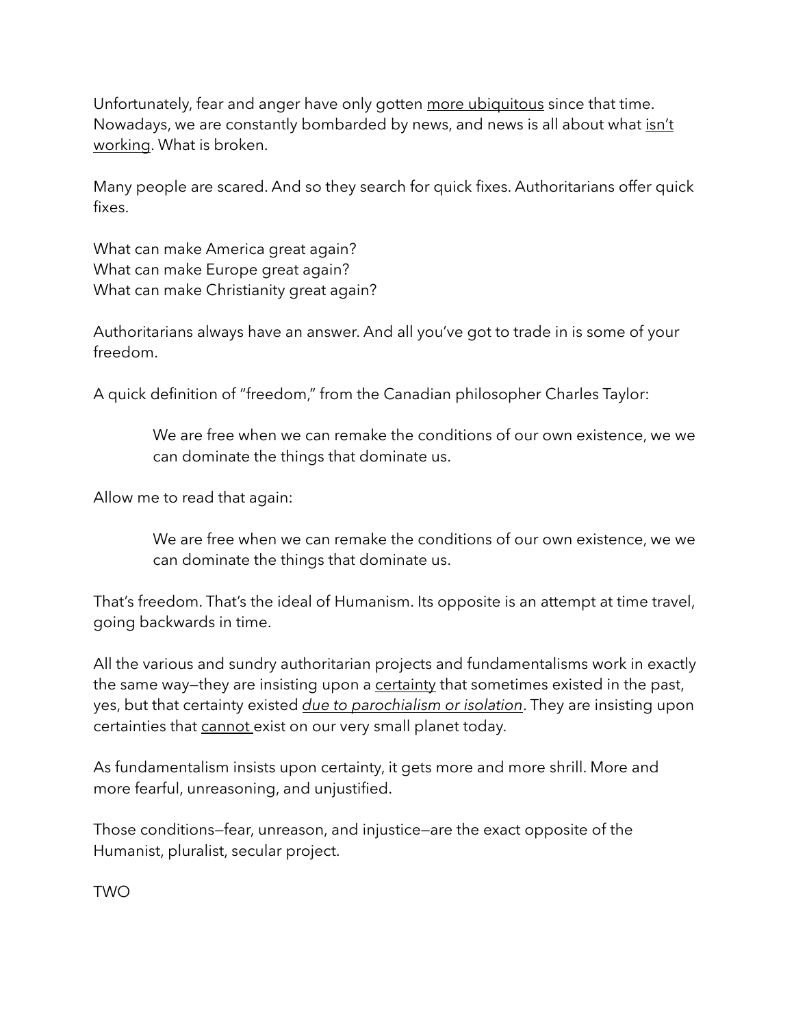Unfortunately, fear and anger have only gotten <u>more ubiquitous</u> since that time. Nowadays, we are constantly bombarded by news, and news is all about what <u>isn't working</u>. What is broken.

Many people are scared. And so they search for quick fixes. Authoritarians offer quick fixes.

What can make America great again?
What can make Europe great again?
What can make Christianity great again?

Authoritarians always have an answer. And all you've got to trade in is some of your freedom.

A quick definition of "freedom," from the Canadian philosopher Charles Taylor:

> We are free when we can remake the conditions of our own existence, we we can dominate the things that dominate us.

Allow me to read that again:

> We are free when we can remake the conditions of our own existence, we we can dominate the things that dominate us.

That's freedom. That's the ideal of Humanism. Its opposite is an attempt at time travel, going backwards in time.

All the various and sundry authoritarian projects and fundamentalisms work in exactly the same way—they are insisting upon a <u>certainty</u> that sometimes existed in the past, yes, but that certainty existed <u>*due to parochialism or isolation*</u>. They are insisting upon certainties that <u>cannot</u> exist on our very small planet today.

As fundamentalism insists upon certainty, it gets more and more shrill. More and more fearful, unreasoning, and unjustified.

Those conditions—fear, unreason, and injustice—are the exact opposite of the Humanist, pluralist, secular project.

TWO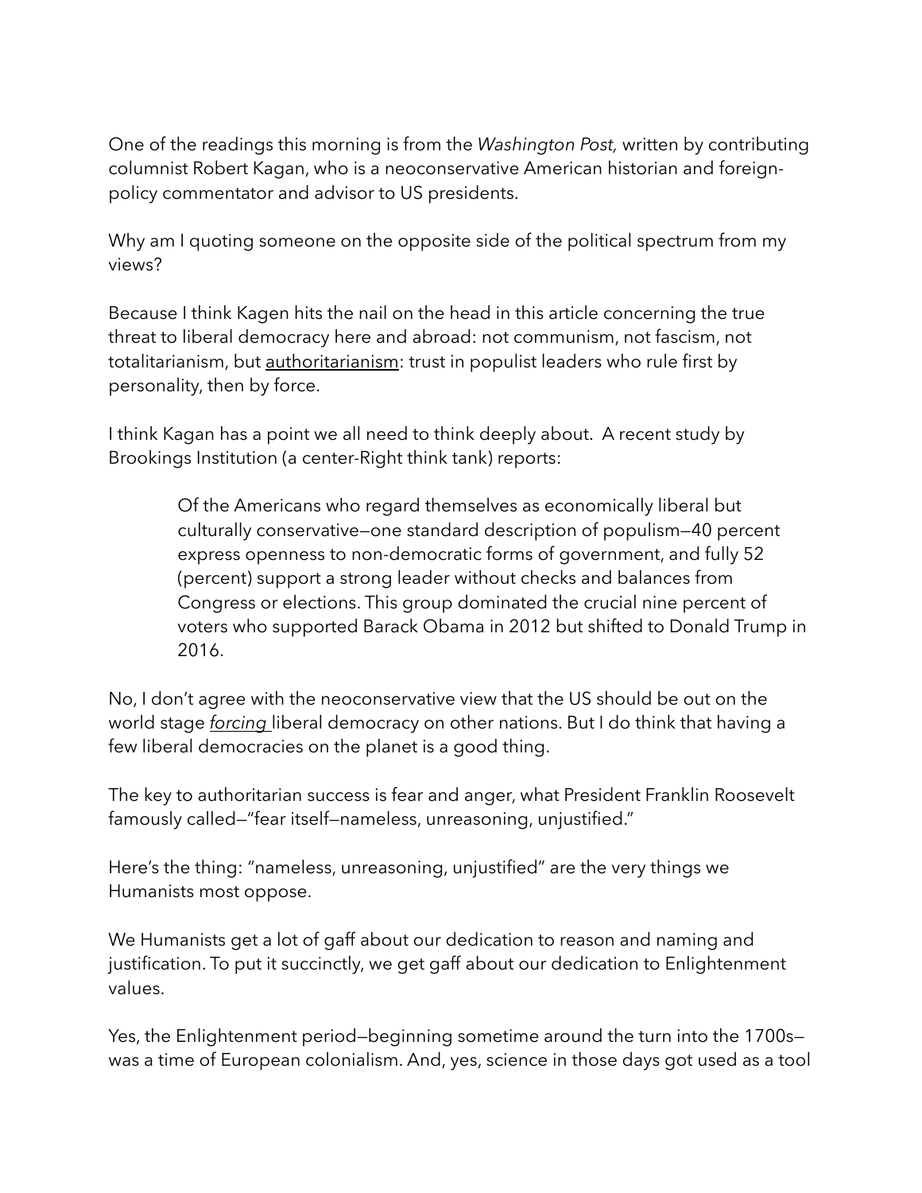One of the readings this morning is from the *Washington Post,* written by contributing columnist Robert Kagan, who is a neoconservative American historian and foreign-policy commentator and advisor to US presidents.

Why am I quoting someone on the opposite side of the political spectrum from my views?

Because I think Kagen hits the nail on the head in this article concerning the true threat to liberal democracy here and abroad: not communism, not fascism, not totalitarianism, but <u>authoritarianism</u>: trust in populist leaders who rule first by personality, then by force.

I think Kagan has a point we all need to think deeply about. A recent study by Brookings Institution (a center-Right think tank) reports:

> Of the Americans who regard themselves as economically liberal but culturally conservative—one standard description of populism—40 percent express openness to non-democratic forms of government, and fully 52 (percent) support a strong leader without checks and balances from Congress or elections. This group dominated the crucial nine percent of voters who supported Barack Obama in 2012 but shifted to Donald Trump in 2016.

No, I don't agree with the neoconservative view that the US should be out on the world stage <u>*forcing*</u> liberal democracy on other nations. But I do think that having a few liberal democracies on the planet is a good thing.

The key to authoritarian success is fear and anger, what President Franklin Roosevelt famously called—"fear itself—nameless, unreasoning, unjustified."

Here's the thing: "nameless, unreasoning, unjustified" are the very things we Humanists most oppose.

We Humanists get a lot of gaff about our dedication to reason and naming and justification. To put it succinctly, we get gaff about our dedication to Enlightenment values.

Yes, the Enlightenment period—beginning sometime around the turn into the 1700s—was a time of European colonialism. And, yes, science in those days got used as a tool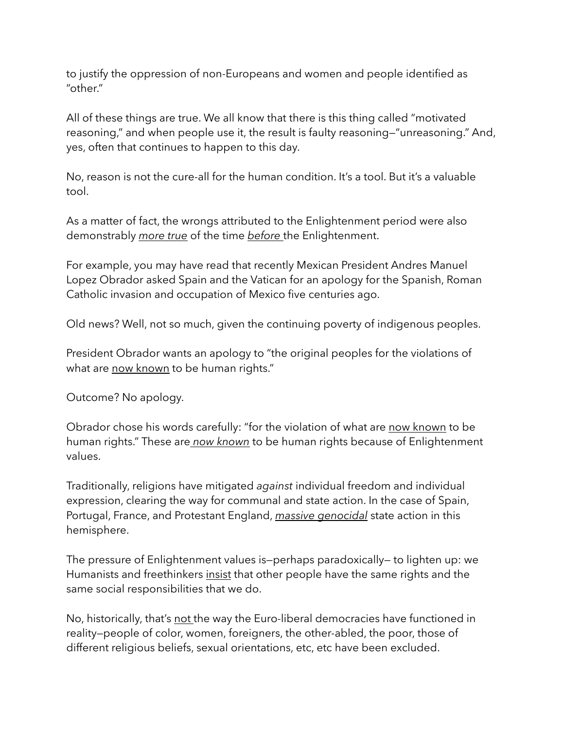to justify the oppression of non-Europeans and women and people identified as "other."

All of these things are true. We all know that there is this thing called "motivated reasoning," and when people use it, the result is faulty reasoning—"unreasoning." And, yes, often that continues to happen to this day.

No, reason is not the cure-all for the human condition. It's a tool. But it's a valuable tool.

As a matter of fact, the wrongs attributed to the Enlightenment period were also demonstrably <u>*more true*</u> of the time <u>*before*</u> the Enlightenment.

For example, you may have read that recently Mexican President Andres Manuel Lopez Obrador asked Spain and the Vatican for an apology for the Spanish, Roman Catholic invasion and occupation of Mexico five centuries ago.

Old news? Well, not so much, given the continuing poverty of indigenous peoples.

President Obrador wants an apology to "the original peoples for the violations of what are <u>now known</u> to be human rights."

Outcome? No apology.

Obrador chose his words carefully: "for the violation of what are <u>now known</u> to be human rights." These are <u>*now known*</u> to be human rights because of Enlightenment values.

Traditionally, religions have mitigated *against* individual freedom and individual expression, clearing the way for communal and state action. In the case of Spain, Portugal, France, and Protestant England, <u>*massive genocidal*</u> state action in this hemisphere.

The pressure of Enlightenment values is—perhaps paradoxically— to lighten up: we Humanists and freethinkers <u>insist</u> that other people have the same rights and the same social responsibilities that we do.

No, historically, that's <u>not</u> the way the Euro-liberal democracies have functioned in reality—people of color, women, foreigners, the other-abled, the poor, those of different religious beliefs, sexual orientations, etc, etc have been excluded.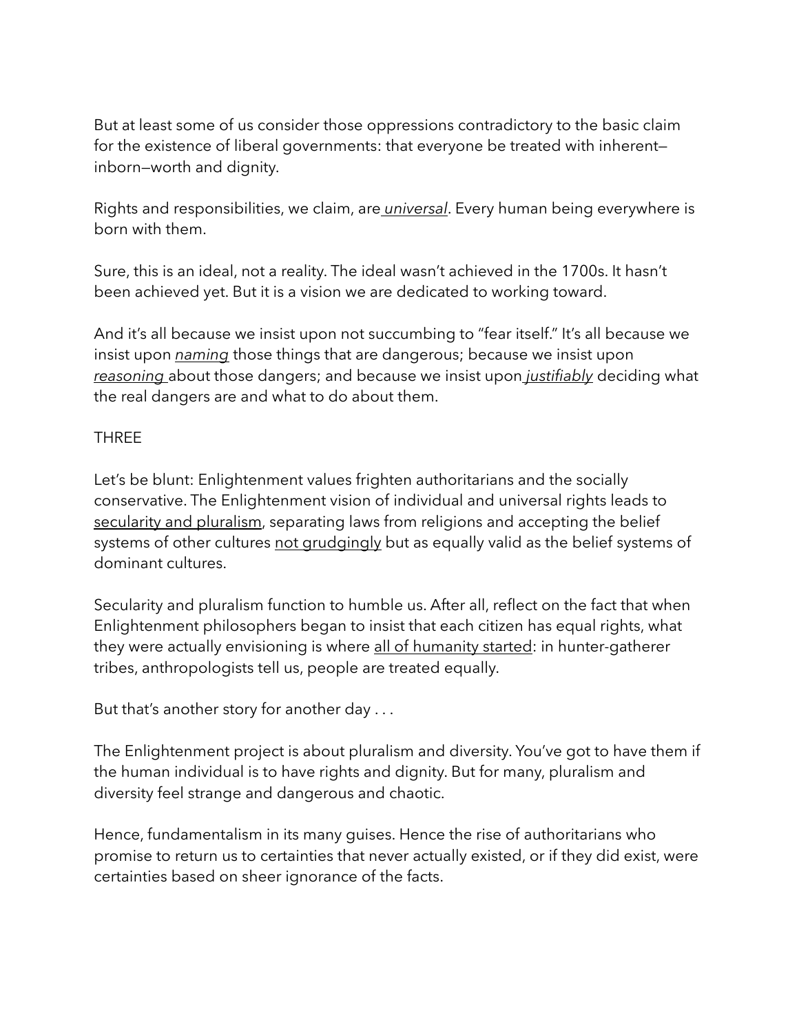But at least some of us consider those oppressions contradictory to the basic claim for the existence of liberal governments: that everyone be treated with inherent—inborn—worth and dignity.

Rights and responsibilities, we claim, are *universal*. Every human being everywhere is born with them.

Sure, this is an ideal, not a reality. The ideal wasn't achieved in the 1700s. It hasn't been achieved yet. But it is a vision we are dedicated to working toward.

And it's all because we insist upon not succumbing to "fear itself." It's all because we insist upon *naming* those things that are dangerous; because we insist upon *reasoning* about those dangers; and because we insist upon *justifiably* deciding what the real dangers are and what to do about them.

THREE

Let's be blunt: Enlightenment values frighten authoritarians and the socially conservative. The Enlightenment vision of individual and universal rights leads to secularity and pluralism, separating laws from religions and accepting the belief systems of other cultures not grudgingly but as equally valid as the belief systems of dominant cultures.

Secularity and pluralism function to humble us. After all, reflect on the fact that when Enlightenment philosophers began to insist that each citizen has equal rights, what they were actually envisioning is where all of humanity started: in hunter-gatherer tribes, anthropologists tell us, people are treated equally.

But that's another story for another day . . .

The Enlightenment project is about pluralism and diversity. You've got to have them if the human individual is to have rights and dignity. But for many, pluralism and diversity feel strange and dangerous and chaotic.

Hence, fundamentalism in its many guises. Hence the rise of authoritarians who promise to return us to certainties that never actually existed, or if they did exist, were certainties based on sheer ignorance of the facts.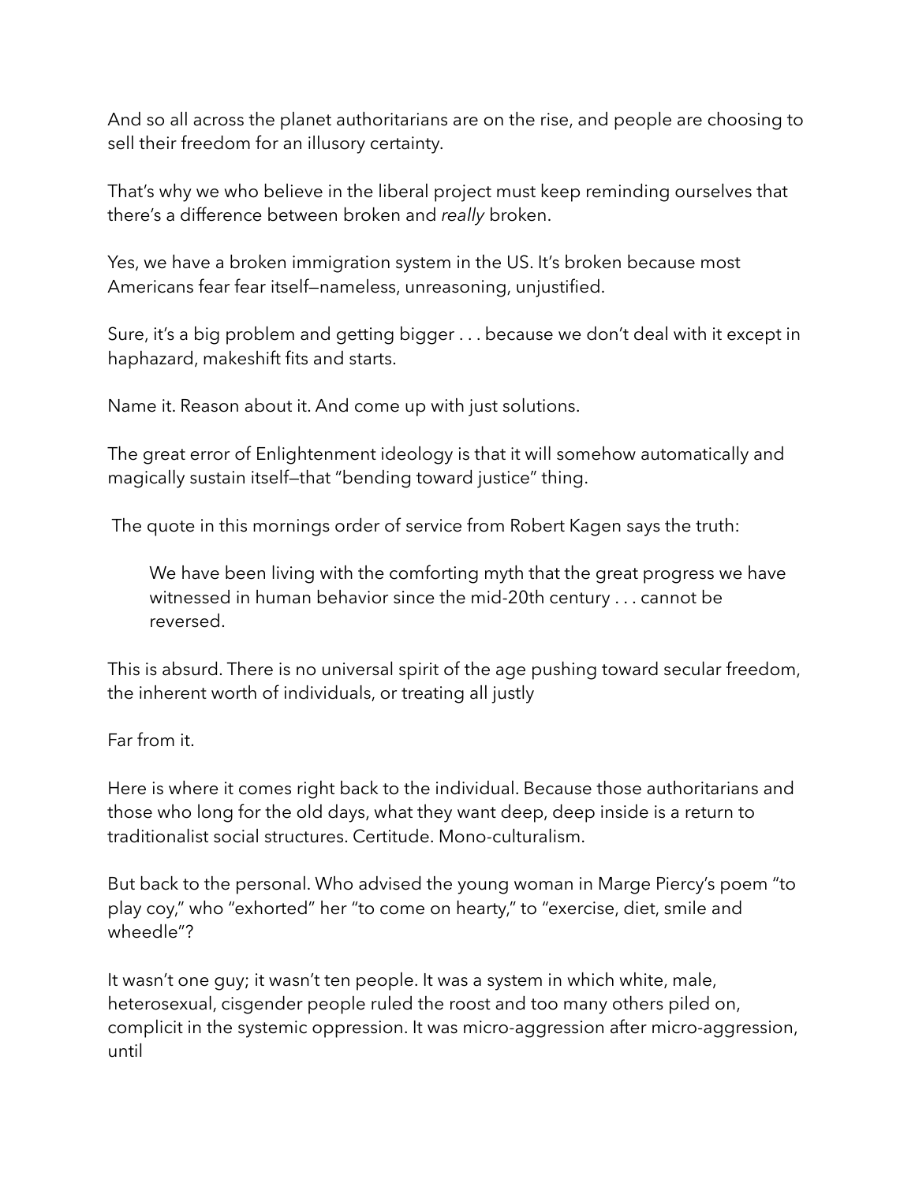And so all across the planet authoritarians are on the rise, and people are choosing to sell their freedom for an illusory certainty.

That's why we who believe in the liberal project must keep reminding ourselves that there's a difference between broken and *really* broken.

Yes, we have a broken immigration system in the US. It's broken because most Americans fear fear itself—nameless, unreasoning, unjustified.

Sure, it's a big problem and getting bigger . . . because we don't deal with it except in haphazard, makeshift fits and starts.

Name it. Reason about it. And come up with just solutions.

The great error of Enlightenment ideology is that it will somehow automatically and magically sustain itself—that "bending toward justice" thing.

The quote in this mornings order of service from Robert Kagen says the truth:

> We have been living with the comforting myth that the great progress we have witnessed in human behavior since the mid-20th century . . . cannot be reversed.

This is absurd. There is no universal spirit of the age pushing toward secular freedom, the inherent worth of individuals, or treating all justly

Far from it.

Here is where it comes right back to the individual. Because those authoritarians and those who long for the old days, what they want deep, deep inside is a return to traditionalist social structures. Certitude. Mono-culturalism.

But back to the personal. Who advised the young woman in Marge Piercy's poem "to play coy," who "exhorted" her "to come on hearty," to "exercise, diet, smile and wheedle"?

It wasn't one guy; it wasn't ten people. It was a system in which white, male, heterosexual, cisgender people ruled the roost and too many others piled on, complicit in the systemic oppression. It was micro-aggression after micro-aggression, until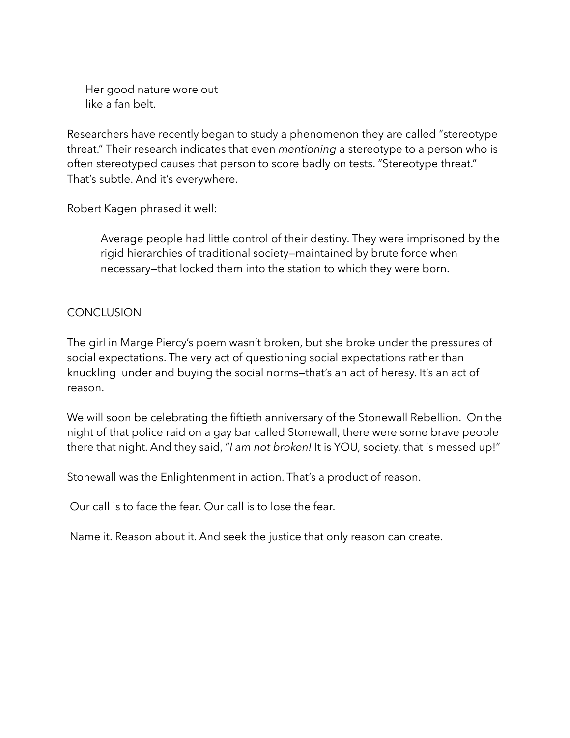> Her good nature wore out
> like a fan belt.

Researchers have recently began to study a phenomenon they are called "stereotype threat." Their research indicates that even *mentioning* a stereotype to a person who is often stereotyped causes that person to score badly on tests. "Stereotype threat." That's subtle. And it's everywhere.

Robert Kagen phrased it well:

> Average people had little control of their destiny. They were imprisoned by the rigid hierarchies of traditional society—maintained by brute force when necessary—that locked them into the station to which they were born.

## CONCLUSION

The girl in Marge Piercy's poem wasn't broken, but she broke under the pressures of social expectations. The very act of questioning social expectations rather than knuckling under and buying the social norms—that's an act of heresy. It's an act of reason.

We will soon be celebrating the fiftieth anniversary of the Stonewall Rebellion. On the night of that police raid on a gay bar called Stonewall, there were some brave people there that night. And they said, "*I am not broken!* It is YOU, society, that is messed up!"

Stonewall was the Enlightenment in action. That's a product of reason.

Our call is to face the fear. Our call is to lose the fear.

Name it. Reason about it. And seek the justice that only reason can create.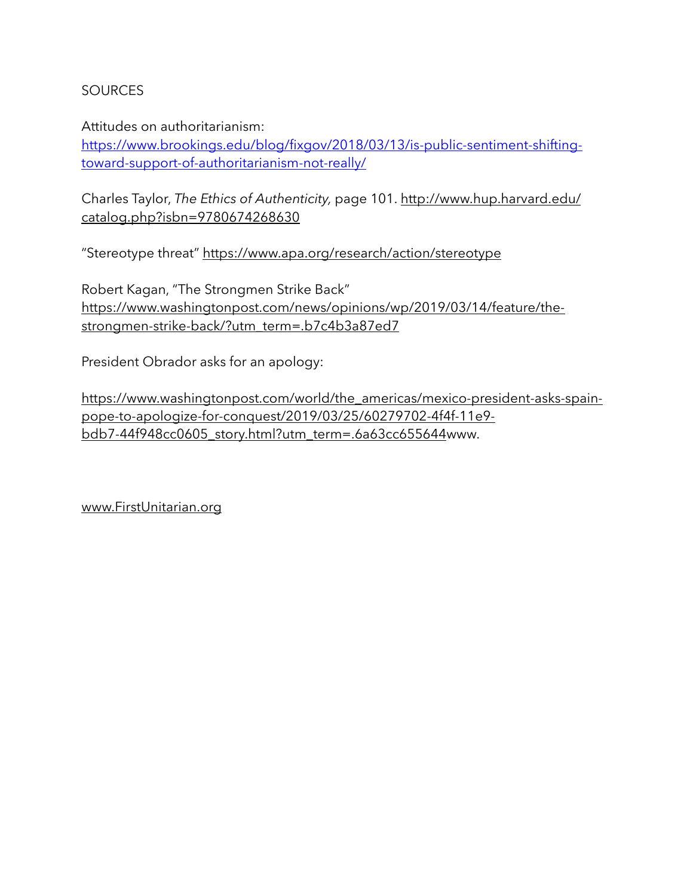SOURCES

Attitudes on authoritarianism:
https://www.brookings.edu/blog/fixgov/2018/03/13/is-public-sentiment-shifting-toward-support-of-authoritarianism-not-really/

Charles Taylor, *The Ethics of Authenticity,* page 101. http://www.hup.harvard.edu/catalog.php?isbn=9780674268630

"Stereotype threat" https://www.apa.org/research/action/stereotype

Robert Kagan, "The Strongmen Strike Back"
https://www.washingtonpost.com/news/opinions/wp/2019/03/14/feature/the-strongmen-strike-back/?utm_term=.b7c4b3a87ed7

President Obrador asks for an apology:

https://www.washingtonpost.com/world/the_americas/mexico-president-asks-spain-pope-to-apologize-for-conquest/2019/03/25/60279702-4f4f-11e9-bdb7-44f948cc0605_story.html?utm_term=.6a63cc655644www.

www.FirstUnitarian.org